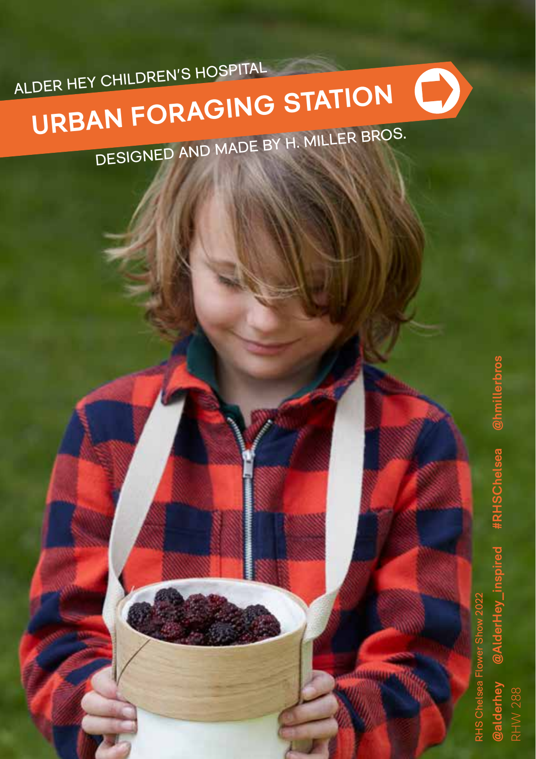ALDER HEY CHILDREN'S HOSPITAL

# URBAN FORAGING STATION

DESIGNED AND MADE BY H. MILLER BROS.

RHS Chelsea Flower Show 2022

**@alderhey** **@AlderHey_inspired** **#RHSChelsea** **@hmillerbros**

RHW 288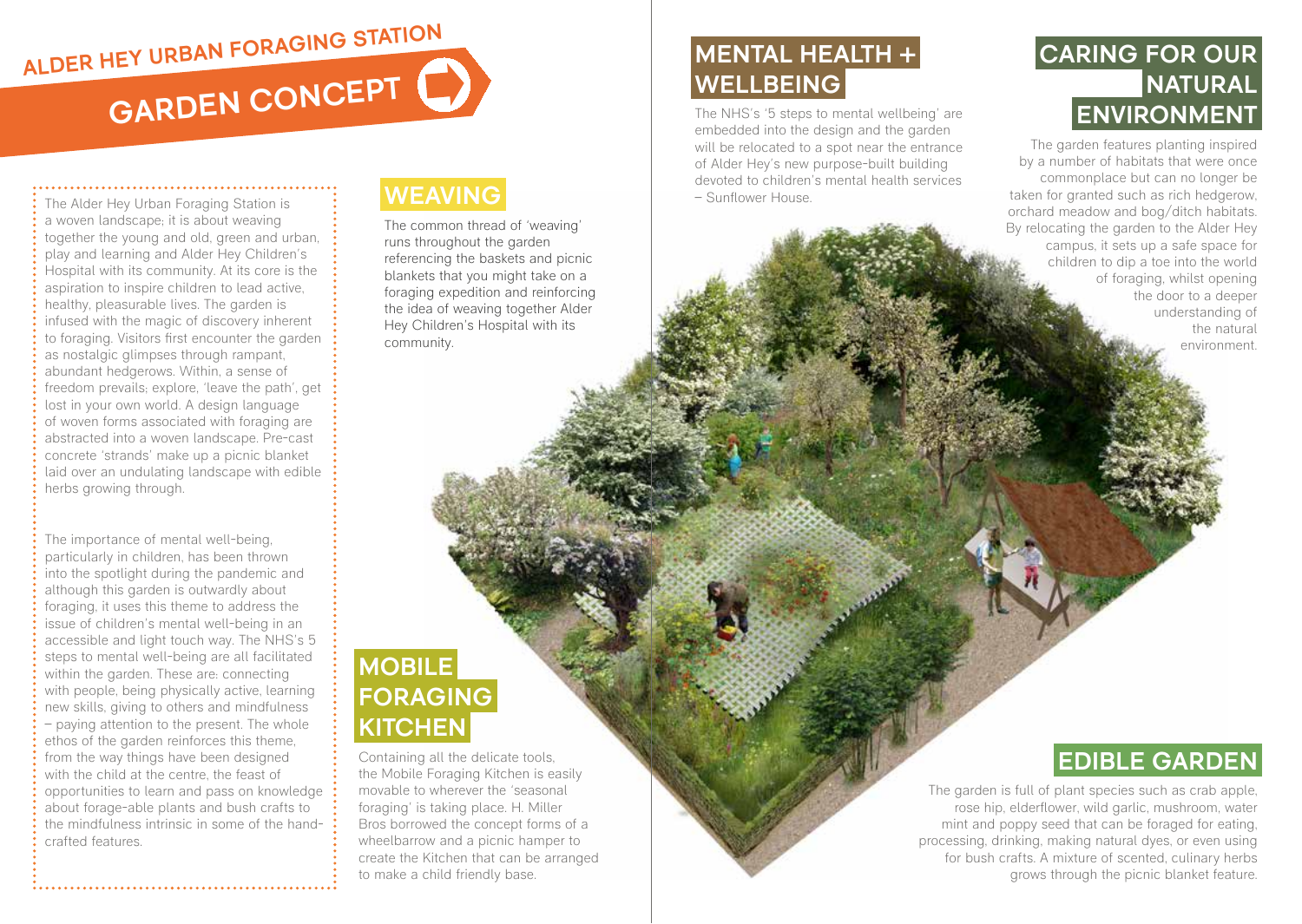## ALDER HEY URBAN FORAGING STATION

# GARDEN CONCEPT

The Alder Hey Urban Foraging Station is a woven landscape; it is about weaving together the young and old, green and urban, play and learning and Alder Hey Children's Hospital with its community. At its core is the aspiration to inspire children to lead active, healthy, pleasurable lives. The garden is infused with the magic of discovery inherent to foraging. Visitors first encounter the garden as nostalgic glimpses through rampant, abundant hedgerows. Within, a sense of freedom prevails; explore, 'leave the path', get lost in your own world. A design language of woven forms associated with foraging are abstracted into a woven landscape. Pre-cast concrete 'strands' make up a picnic blanket laid over an undulating landscape with edible herbs growing through.

The importance of mental well-being, particularly in children, has been thrown into the spotlight during the pandemic and although this garden is outwardly about foraging, it uses this theme to address the issue of children's mental well-being in an accessible and light touch way. The NHS's 5 steps to mental well-being are all facilitated within the garden. These are: connecting with people, being physically active, learning new skills, giving to others and mindfulness – paying attention to the present. The whole ethos of the garden reinforces this theme, from the way things have been designed with the child at the centre, the feast of opportunities to learn and pass on knowledge about forage-able plants and bush crafts to the mindfulness intrinsic in some of the hand-crafted features.

## WEAVING

The common thread of 'weaving' runs throughout the garden referencing the baskets and picnic blankets that you might take on a foraging expedition and reinforcing the idea of weaving together Alder Hey Children's Hospital with its community.

## MOBILE FORAGING KITCHEN

Containing all the delicate tools, the Mobile Foraging Kitchen is easily movable to wherever the 'seasonal foraging' is taking place. H. Miller Bros borrowed the concept forms of a wheelbarrow and a picnic hamper to create the Kitchen that can be arranged to make a child friendly base.

## MENTAL HEALTH + WELLBEING

The NHS's '5 steps to mental wellbeing' are embedded into the design and the garden will be relocated to a spot near the entrance of Alder Hey's new purpose-built building devoted to children's mental health services – Sunflower House.

## CARING FOR OUR NATURAL ENVIRONMENT

The garden features planting inspired by a number of habitats that were once commonplace but can no longer be taken for granted such as rich hedgerow, orchard meadow and bog/ditch habitats. By relocating the garden to the Alder Hey campus, it sets up a safe space for children to dip a toe into the world of foraging, whilst opening the door to a deeper understanding of the natural environment.

## EDIBLE GARDEN

The garden is full of plant species such as crab apple, rose hip, elderflower, wild garlic, mushroom, water mint and poppy seed that can be foraged for eating, processing, drinking, making natural dyes, or even using for bush crafts. A mixture of scented, culinary herbs grows through the picnic blanket feature.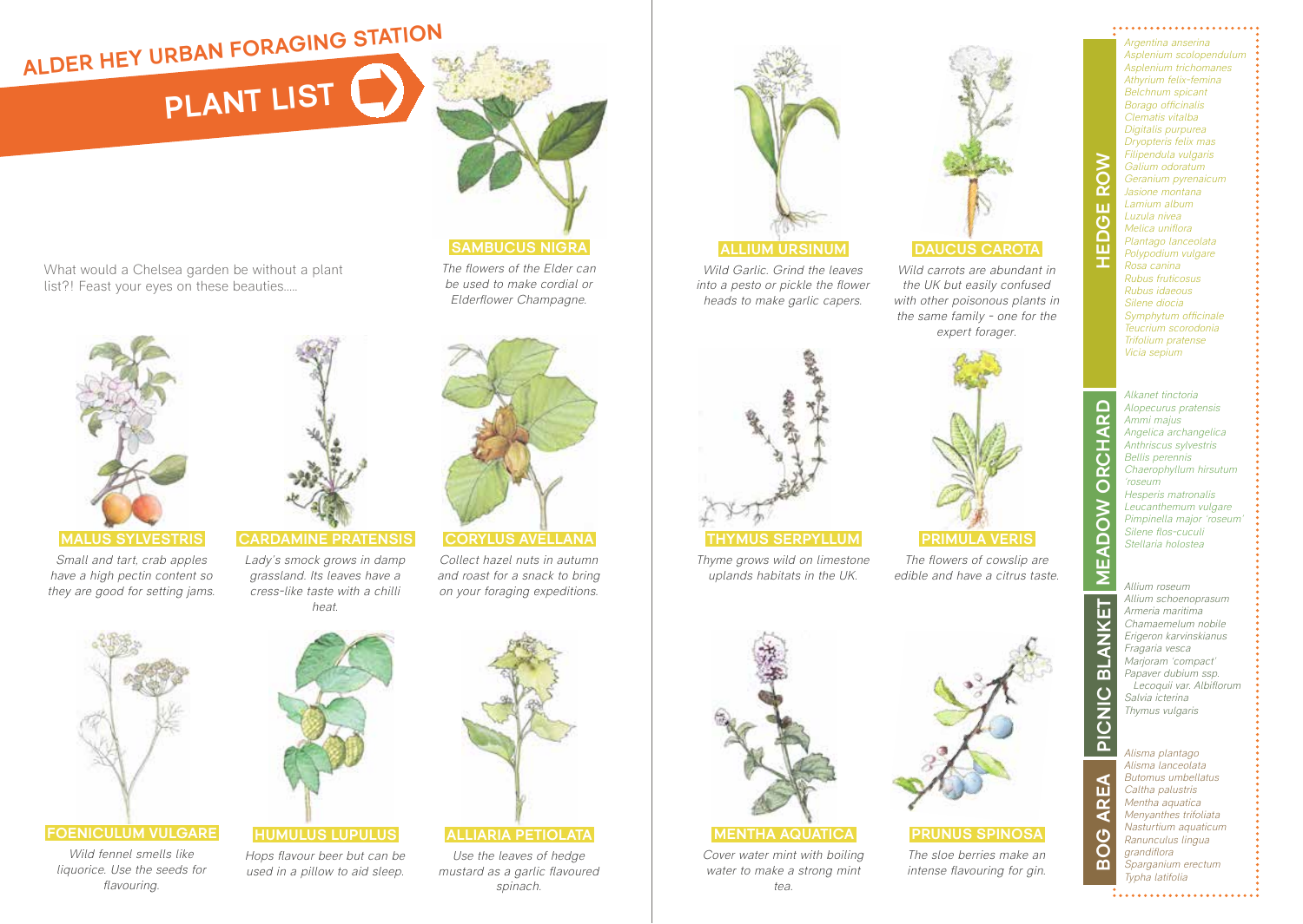# ALDER HEY URBAN FORAGING STATION

## PLANT LIST

What would a Chelsea garden be without a plant list?! Feast your eyes on these beauties.....

**SAMBUCUS NIGRA**

*The flowers of the Elder can be used to make cordial or Elderflower Champagne.*

**MALUS SYLVESTRIS**

*Small and tart, crab apples have a high pectin content so they are good for setting jams.*

**CARDAMINE PRATENSIS**

*Lady's smock grows in damp grassland. Its leaves have a cress-like taste with a chilli heat.*

**CORYLUS AVELLANA**

*Collect hazel nuts in autumn and roast for a snack to bring on your foraging expeditions.*

**FOENICULUM VULGARE**

*Wild fennel smells like liquorice. Use the seeds for flavouring.*

**HUMULUS LUPULUS**

*Hops flavour beer but can be used in a pillow to aid sleep.*

**ALLIARIA PETIOLATA**

*Use the leaves of hedge mustard as a garlic flavoured spinach.*

**ALLIUM URSINUM**

*Wild Garlic. Grind the leaves into a pesto or pickle the flower heads to make garlic capers.*

**DAUCUS CAROTA**

*Wild carrots are abundant in the UK but easily confused with other poisonous plants in the same family - one for the expert forager.*

**THYMUS SERPYLLUM**

*Thyme grows wild on limestone uplands habitats in the UK.*

**PRIMULA VERIS**

*The flowers of cowslip are edible and have a citrus taste.*

**MENTHA AQUATICA**

*Cover water mint with boiling water to make a strong mint tea.*

**PRUNUS SPINOSA**

*The sloe berries make an intense flavouring for gin.*

### HEDGE ROW

*Argentina anserina*
*Asplenium scolopendulum*
*Asplenium trichomanes*
*Athyrium felix-femina*
*Belchnum spicant*
*Borago officinalis*
*Clematis vitalba*
*Digitalis purpurea*
*Dryopteris felix mas*
*Filipendula vulgaris*
*Galium odoratum*
*Geranium pyrenaicum*
*Jasione montana*
*Lamium album*
*Luzula nivea*
*Melica uniflora*
*Plantago lanceolata*
*Polypodium vulgare*
*Rosa canina*
*Rubus fruticosus*
*Rubus idaeous*
*Silene diocia*
*Symphytum officinale*
*Teucrium scorodonia*
*Trifolium pratense*
*Vicia sepium*

### MEADOW ORCHARD

*Alkanet tinctoria*
*Alopecurus pratensis*
*Ammi majus*
*Angelica archangelica*
*Anthriscus sylvestris*
*Bellis perennis*
*Chaerophyllum hirsutum 'roseum'*
*Hesperis matronalis*
*Leucanthemum vulgare*
*Pimpinella major 'roseum'*
*Silene flos-cuculi*
*Stellaria holostea*

### PICNIC BLANKET

*Allium roseum*
*Allium schoenoprasum*
*Armeria maritima*
*Chamaemelum nobile*
*Erigeron karvinskianus*
*Fragaria vesca*
*Marjoram 'compact'*
*Papaver dubium ssp. Lecoquii var. Albiflorum*
*Salvia icterina*
*Thymus vulgaris*

### BOG AREA

*Alisma plantago*
*Alisma lanceolata*
*Butomus umbellatus*
*Caltha palustris*
*Mentha aquatica*
*Menyanthes trifoliata*
*Nasturtium aquaticum*
*Ranunculus lingua grandiflora*
*Sparganium erectum*
*Typha latifolia*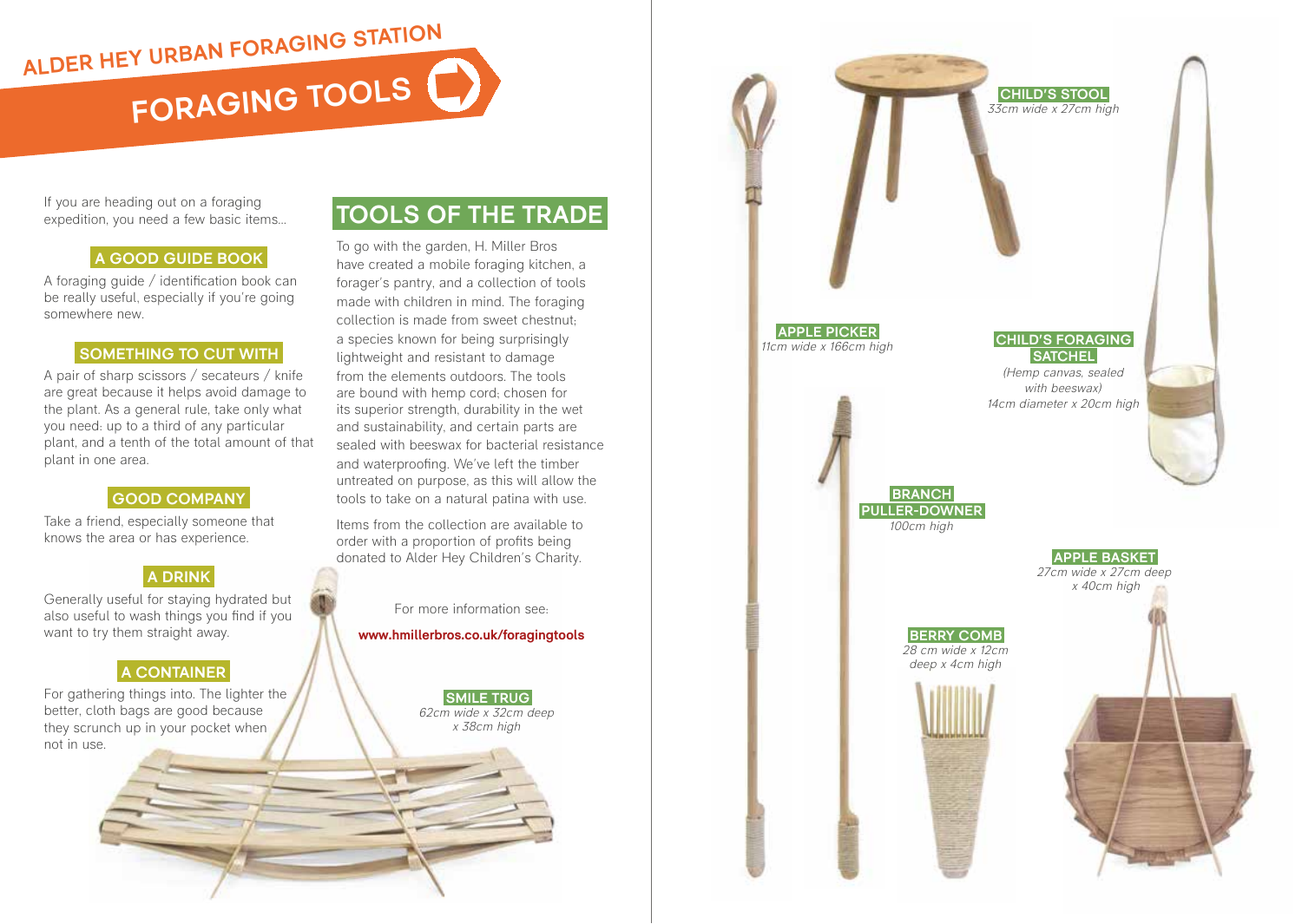# ALDER HEY URBAN FORAGING STATION

## FORAGING TOOLS

If you are heading out on a foraging expedition, you need a few basic items...

### A GOOD GUIDE BOOK

A foraging guide / identification book can be really useful, especially if you're going somewhere new.

### SOMETHING TO CUT WITH

A pair of sharp scissors / secateurs / knife are great because it helps avoid damage to the plant. As a general rule, take only what you need: up to a third of any particular plant, and a tenth of the total amount of that plant in one area.

### GOOD COMPANY

Take a friend, especially someone that knows the area or has experience.

### A DRINK

Generally useful for staying hydrated but also useful to wash things you find if you want to try them straight away.

### A CONTAINER

For gathering things into. The lighter the better, cloth bags are good because they scrunch up in your pocket when not in use.

## TOOLS OF THE TRADE

To go with the garden, H. Miller Bros have created a mobile foraging kitchen, a forager's pantry, and a collection of tools made with children in mind. The foraging collection is made from sweet chestnut; a species known for being surprisingly lightweight and resistant to damage from the elements outdoors. The tools are bound with hemp cord; chosen for its superior strength, durability in the wet and sustainability, and certain parts are sealed with beeswax for bacterial resistance and waterproofing. We've left the timber untreated on purpose, as this will allow the tools to take on a natural patina with use.

Items from the collection are available to order with a proportion of profits being donated to Alder Hey Children's Charity.

For more information see:

**www.hmillerbros.co.uk/foragingtools**

**SMILE TRUG**
*62cm wide x 32cm deep x 38cm high*

**CHILD'S STOOL**
*33cm wide x 27cm high*

**APPLE PICKER**
*11cm wide x 166cm high*

**CHILD'S FORAGING SATCHEL**
*(Hemp canvas, sealed with beeswax)*
*14cm diameter x 20cm high*

**BRANCH PULLER-DOWNER**
*100cm high*

**APPLE BASKET**
*27cm wide x 27cm deep x 40cm high*

**BERRY COMB**
*28 cm wide x 12cm deep x 4cm high*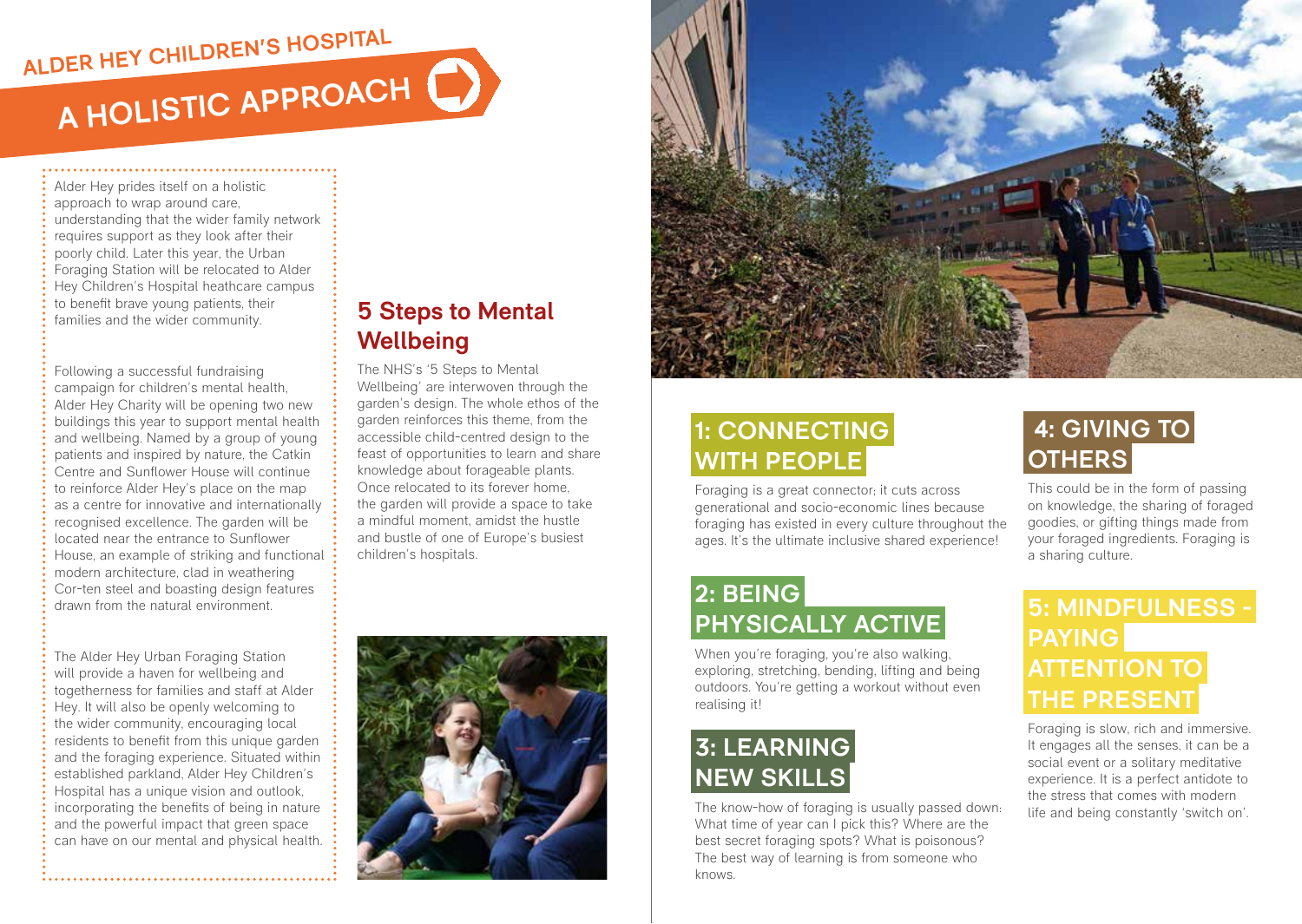## ALDER HEY CHILDREN'S HOSPITAL

# A HOLISTIC APPROACH

Alder Hey prides itself on a holistic approach to wrap around care, understanding that the wider family network requires support as they look after their poorly child. Later this year, the Urban Foraging Station will be relocated to Alder Hey Children's Hospital heathcare campus to benefit brave young patients, their families and the wider community.

Following a successful fundraising campaign for children's mental health, Alder Hey Charity will be opening two new buildings this year to support mental health and wellbeing. Named by a group of young patients and inspired by nature, the Catkin Centre and Sunflower House will continue to reinforce Alder Hey's place on the map as a centre for innovative and internationally recognised excellence. The garden will be located near the entrance to Sunflower House, an example of striking and functional modern architecture, clad in weathering Cor-ten steel and boasting design features drawn from the natural environment.

The Alder Hey Urban Foraging Station will provide a haven for wellbeing and togetherness for families and staff at Alder Hey. It will also be openly welcoming to the wider community, encouraging local residents to benefit from this unique garden and the foraging experience. Situated within established parkland, Alder Hey Children's Hospital has a unique vision and outlook, incorporating the benefits of being in nature and the powerful impact that green space can have on our mental and physical health.

## 5 Steps to Mental Wellbeing

The NHS's '5 Steps to Mental Wellbeing' are interwoven through the garden's design. The whole ethos of the garden reinforces this theme, from the accessible child-centred design to the feast of opportunities to learn and share knowledge about forageable plants. Once relocated to its forever home, the garden will provide a space to take a mindful moment, amidst the hustle and bustle of one of Europe's busiest children's hospitals.

### 1: CONNECTING WITH PEOPLE

Foraging is a great connector; it cuts across generational and socio-economic lines because foraging has existed in every culture throughout the ages. It's the ultimate inclusive shared experience!

### 2: BEING PHYSICALLY ACTIVE

When you're foraging, you're also walking, exploring, stretching, bending, lifting and being outdoors. You're getting a workout without even realising it!

### 3: LEARNING NEW SKILLS

The know-how of foraging is usually passed down: What time of year can I pick this? Where are the best secret foraging spots? What is poisonous? The best way of learning is from someone who knows.

### 4: GIVING TO OTHERS

This could be in the form of passing on knowledge, the sharing of foraged goodies, or gifting things made from your foraged ingredients. Foraging is a sharing culture.

### 5: MINDFULNESS - PAYING ATTENTION TO THE PRESENT

Foraging is slow, rich and immersive. It engages all the senses, it can be a social event or a solitary meditative experience. It is a perfect antidote to the stress that comes with modern life and being constantly 'switch on'.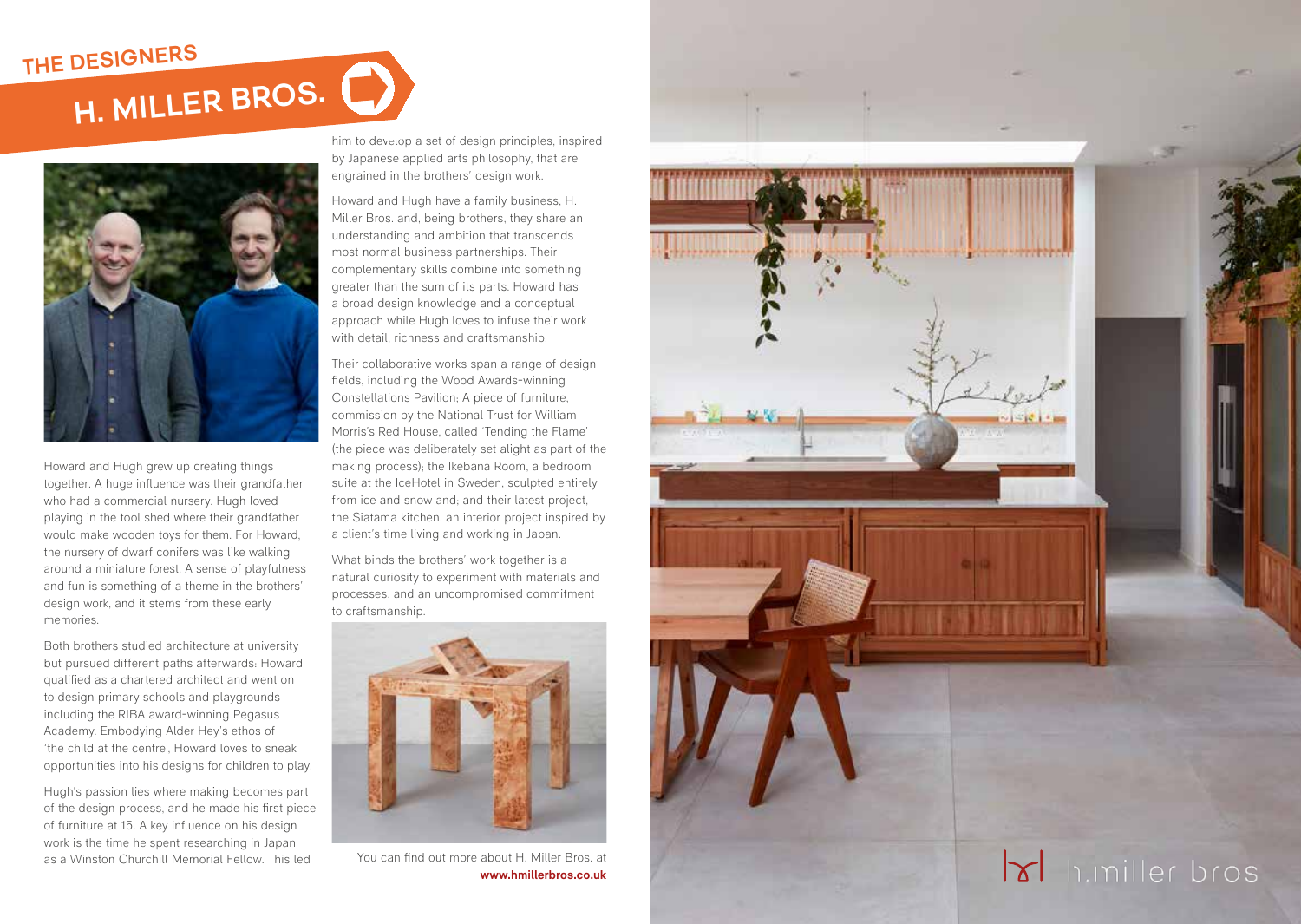## THE DESIGNERS

# H. MILLER BROS.

Howard and Hugh grew up creating things together. A huge influence was their grandfather who had a commercial nursery. Hugh loved playing in the tool shed where their grandfather would make wooden toys for them. For Howard, the nursery of dwarf conifers was like walking around a miniature forest. A sense of playfulness and fun is something of a theme in the brothers' design work, and it stems from these early memories.

Both brothers studied architecture at university but pursued different paths afterwards: Howard qualified as a chartered architect and went on to design primary schools and playgrounds including the RIBA award-winning Pegasus Academy. Embodying Alder Hey's ethos of 'the child at the centre', Howard loves to sneak opportunities into his designs for children to play.

Hugh's passion lies where making becomes part of the design process, and he made his first piece of furniture at 15. A key influence on his design work is the time he spent researching in Japan as a Winston Churchill Memorial Fellow. This led him to develop a set of design principles, inspired by Japanese applied arts philosophy, that are engrained in the brothers' design work.

Howard and Hugh have a family business, H. Miller Bros. and, being brothers, they share an understanding and ambition that transcends most normal business partnerships. Their complementary skills combine into something greater than the sum of its parts. Howard has a broad design knowledge and a conceptual approach while Hugh loves to infuse their work with detail, richness and craftsmanship.

Their collaborative works span a range of design fields, including the Wood Awards-winning Constellations Pavilion; A piece of furniture, commission by the National Trust for William Morris's Red House, called 'Tending the Flame' (the piece was deliberately set alight as part of the making process); the Ikebana Room, a bedroom suite at the IceHotel in Sweden, sculpted entirely from ice and snow and; and their latest project, the Siatama kitchen, an interior project inspired by a client's time living and working in Japan.

What binds the brothers' work together is a natural curiosity to experiment with materials and processes, and an uncompromised commitment to craftsmanship.

You can find out more about H. Miller Bros. at **www.hmillerbros.co.uk**

h.miller bros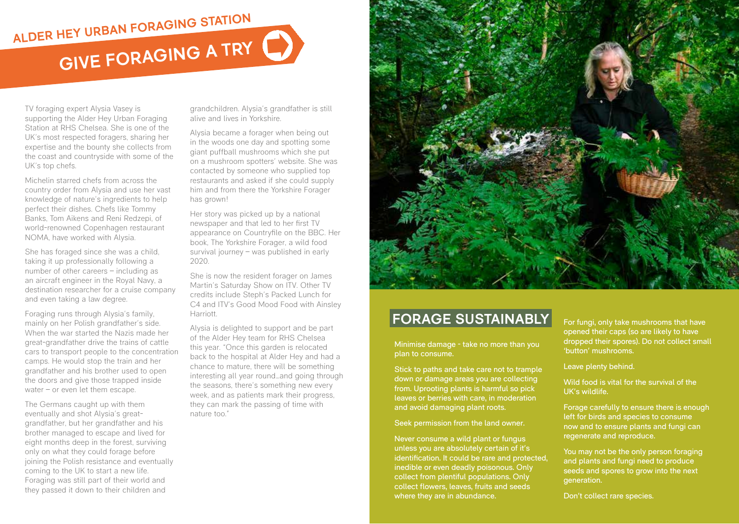ALDER HEY URBAN FORAGING STATION

# GIVE FORAGING A TRY

TV foraging expert Alysia Vasey is supporting the Alder Hey Urban Foraging Station at RHS Chelsea. She is one of the UK's most respected foragers, sharing her expertise and the bounty she collects from the coast and countryside with some of the UK's top chefs.

Michelin starred chefs from across the country order from Alysia and use her vast knowledge of nature's ingredients to help perfect their dishes. Chefs like Tommy Banks, Tom Aikens and Reni Redzepi, of world-renowned Copenhagen restaurant NOMA, have worked with Alysia.

She has foraged since she was a child, taking it up professionally following a number of other careers – including as an aircraft engineer in the Royal Navy, a destination researcher for a cruise company and even taking a law degree.

Foraging runs through Alysia's family, mainly on her Polish grandfather's side. When the war started the Nazis made her great-grandfather drive the trains of cattle cars to transport people to the concentration camps. He would stop the train and her grandfather and his brother used to open the doors and give those trapped inside water – or even let them escape.

The Germans caught up with them eventually and shot Alysia's great-grandfather, but her grandfather and his brother managed to escape and lived for eight months deep in the forest, surviving only on what they could forage before joining the Polish resistance and eventually coming to the UK to start a new life. Foraging was still part of their world and they passed it down to their children and grandchildren. Alysia's grandfather is still alive and lives in Yorkshire.

Alysia became a forager when being out in the woods one day and spotting some giant puffball mushrooms which she put on a mushroom spotters' website. She was contacted by someone who supplied top restaurants and asked if she could supply him and from there the Yorkshire Forager has grown!

Her story was picked up by a national newspaper and that led to her first TV appearance on Countryfile on the BBC. Her book, The Yorkshire Forager, a wild food survival journey – was published in early 2020.

She is now the resident forager on James Martin's Saturday Show on ITV. Other TV credits include Steph's Packed Lunch for C4 and ITV's Good Mood Food with Ainsley Harriott.

Alysia is delighted to support and be part of the Alder Hey team for RHS Chelsea this year. "Once this garden is relocated back to the hospital at Alder Hey and had a chance to mature, there will be something interesting all year round…and going through the seasons, there's something new every week, and as patients mark their progress, they can mark the passing of time with nature too."

## FORAGE SUSTAINABLY

Minimise damage - take no more than you plan to consume.

Stick to paths and take care not to trample down or damage areas you are collecting from. Uprooting plants is harmful so pick leaves or berries with care, in moderation and avoid damaging plant roots.

Seek permission from the land owner.

Never consume a wild plant or fungus unless you are absolutely certain of it's identification. It could be rare and protected, inedible or even deadly poisonous. Only collect from plentiful populations. Only collect flowers, leaves, fruits and seeds where they are in abundance.

For fungi, only take mushrooms that have opened their caps (so are likely to have dropped their spores). Do not collect small 'button' mushrooms.

Leave plenty behind.

Wild food is vital for the survival of the UK's wildlife.

Forage carefully to ensure there is enough left for birds and species to consume now and to ensure plants and fungi can regenerate and reproduce.

You may not be the only person foraging and plants and fungi need to produce seeds and spores to grow into the next generation.

Don't collect rare species.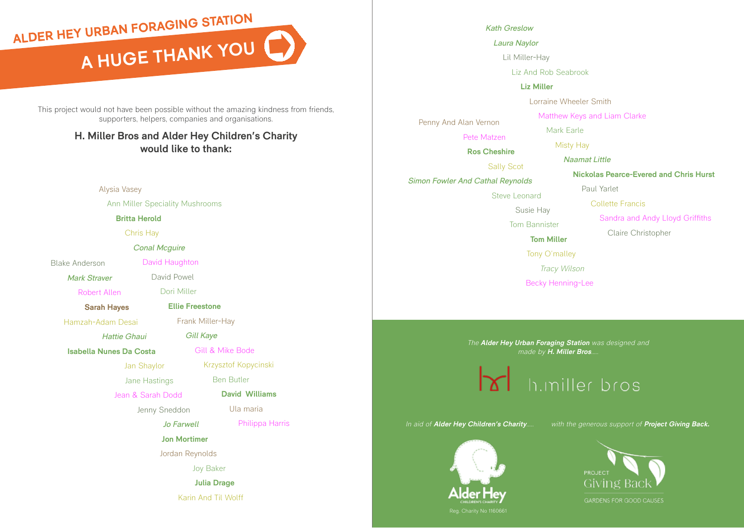# ALDER HEY URBAN FORAGING STATION

## A HUGE THANK YOU

This project would not have been possible without the amazing kindness from friends, supporters, helpers, companies and organisations.

**H. Miller Bros and Alder Hey Children's Charity would like to thank:**

Alysia Vasey

Ann Miller Speciality Mushrooms

**Britta Herold**

Chris Hay

*Conal Mcguire*

Blake Anderson

David Haughton

*Mark Straver*

David Powel

Robert Allen

Dori Miller

**Sarah Hayes**

**Ellie Freestone**

Hamzah-Adam Desai

Frank Miller-Hay

*Hattie Ghaui*

*Gill Kaye*

**Isabella Nunes Da Costa**

Gill & Mike Bode

Jan Shaylor

Krzysztof Kopycinski

Jane Hastings

Ben Butler

Jean & Sarah Dodd

**David Williams**

Jenny Sneddon

Ula maria

*Jo Farwell*

Philippa Harris

**Jon Mortimer**

Jordan Reynolds

Joy Baker

**Julia Drage**

Karin And Til Wolff

*Kath Greslow*

*Laura Naylor*

Lil Miller-Hay

Liz And Rob Seabrook

**Liz Miller**

Lorraine Wheeler Smith

Matthew Keys and Liam Clarke

Penny And Alan Vernon

Mark Earle

Pete Matzen

Misty Hay

**Ros Cheshire**

*Naamat Little*

Sally Scot

**Nickolas Pearce-Evered and Chris Hurst**

*Simon Fowler And Cathal Reynolds*

Paul Yarlet

Steve Leonard

Collette Francis

Susie Hay

Sandra and Andy Lloyd Griffiths

Tom Bannister

Claire Christopher

**Tom Miller**

Tony O'malley

*Tracy Wilson*

Becky Henning-Lee

*The **Alder Hey Urban Foraging Station** was designed and made by **H. Miller Bros**.....*

h.miller bros

*In aid of **Alder Hey Children's Charity**.....*

*with the generous support of **Project Giving Back.***

Alder Hey Children's Charity

Reg. Charity No 1160661

Project Giving Back — Gardens for Good Causes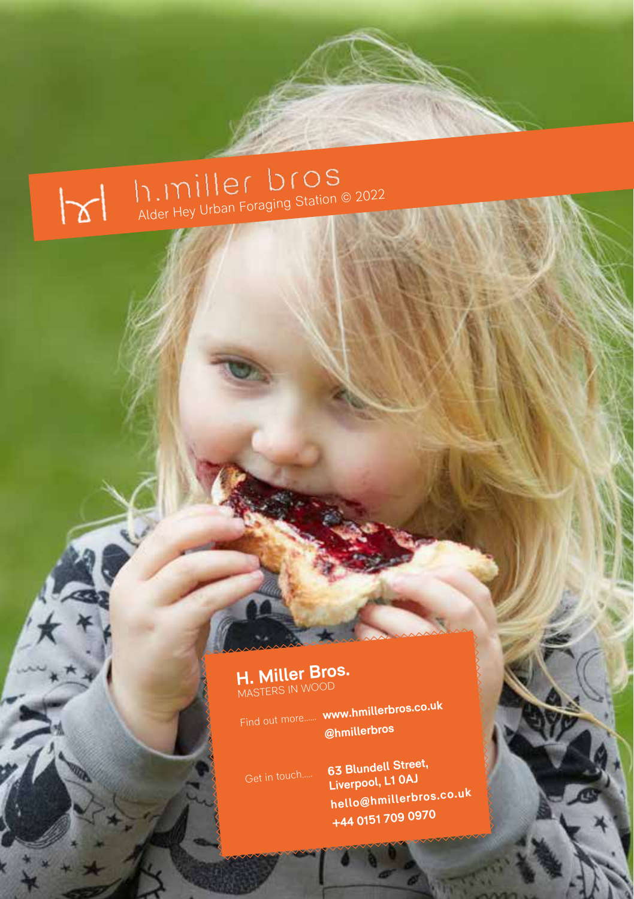h.miller bros
Alder Hey Urban Foraging Station © 2022

## H. Miller Bros.
MASTERS IN WOOD

Find out more..... **www.hmillerbros.co.uk**
**@hmillerbros**

Get in touch..... **63 Blundell Street, Liverpool, L1 0AJ**
**hello@hmillerbros.co.uk**
**+44 0151 709 0970**